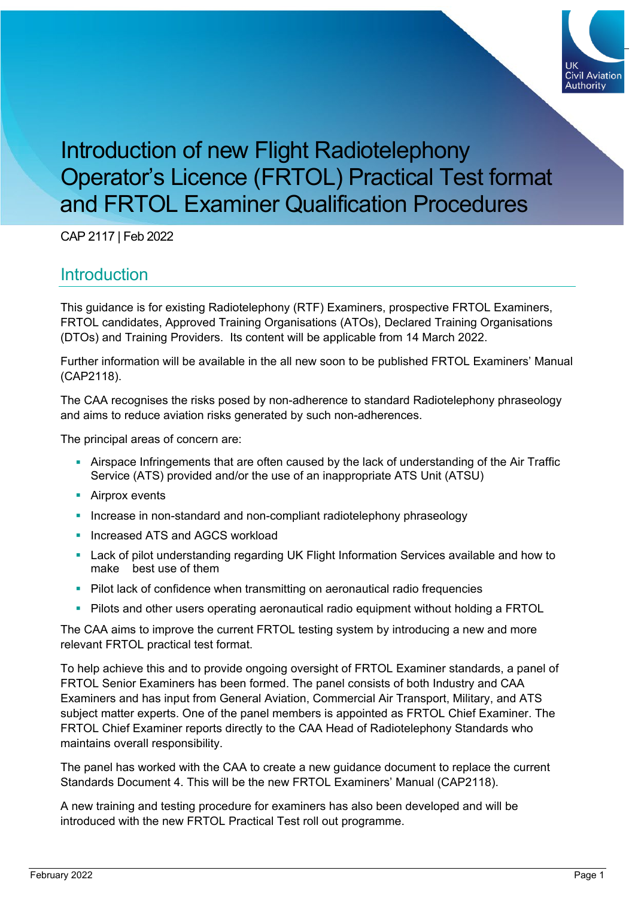# Introduction of new Flight Radiotelephony Operator's Licence (FRTOL) Practical Test format and FRTOL Examiner Qualification Procedures

CAP 2117 | Feb 2022

## Introduction

This guidance is for existing Radiotelephony (RTF) Examiners, prospective FRTOL Examiners, FRTOL candidates, Approved Training Organisations (ATOs), Declared Training Organisations (DTOs) and Training Providers. Its content will be applicable from 14 March 2022.

Further information will be available in the all new soon to be published FRTOL Examiners' Manual (CAP2118).

The CAA recognises the risks posed by non-adherence to standard Radiotelephony phraseology and aims to reduce aviation risks generated by such non-adherences.

The principal areas of concern are:

- Airspace Infringements that are often caused by the lack of understanding of the Air Traffic Service (ATS) provided and/or the use of an inappropriate ATS Unit (ATSU)
- Airprox events
- Increase in non-standard and non-compliant radiotelephony phraseology
- Increased ATS and AGCS workload
- Lack of pilot understanding regarding UK Flight Information Services available and how to make best use of them
- Pilot lack of confidence when transmitting on aeronautical radio frequencies
- Pilots and other users operating aeronautical radio equipment without holding a FRTOL

The CAA aims to improve the current FRTOL testing system by introducing a new and more relevant FRTOL practical test format.

To help achieve this and to provide ongoing oversight of FRTOL Examiner standards, a panel of FRTOL Senior Examiners has been formed. The panel consists of both Industry and CAA Examiners and has input from General Aviation, Commercial Air Transport, Military, and ATS subject matter experts. One of the panel members is appointed as FRTOL Chief Examiner. The FRTOL Chief Examiner reports directly to the CAA Head of Radiotelephony Standards who maintains overall responsibility.

The panel has worked with the CAA to create a new guidance document to replace the current Standards Document 4. This will be the new FRTOL Examiners' Manual (CAP2118).

A new training and testing procedure for examiners has also been developed and will be introduced with the new FRTOL Practical Test roll out programme.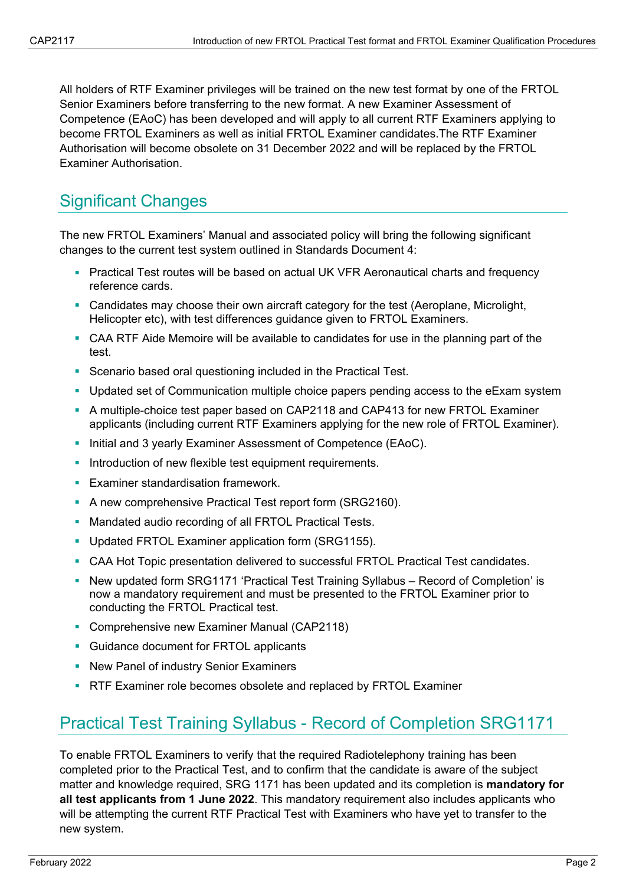All holders of RTF Examiner privileges will be trained on the new test format by one of the FRTOL Senior Examiners before transferring to the new format. A new Examiner Assessment of Competence (EAoC) has been developed and will apply to all current RTF Examiners applying to become FRTOL Examiners as well as initial FRTOL Examiner candidates.The RTF Examiner Authorisation will become obsolete on 31 December 2022 and will be replaced by the FRTOL Examiner Authorisation.

## Significant Changes

The new FRTOL Examiners' Manual and associated policy will bring the following significant changes to the current test system outlined in Standards Document 4:

- Practical Test routes will be based on actual UK VFR Aeronautical charts and frequency reference cards.
- Candidates may choose their own aircraft category for the test (Aeroplane, Microlight, Helicopter etc), with test differences guidance given to FRTOL Examiners.
- CAA RTF Aide Memoire will be available to candidates for use in the planning part of the test.
- Scenario based oral questioning included in the Practical Test.
- Updated set of Communication multiple choice papers pending access to the eExam system
- A multiple-choice test paper based on CAP2118 and CAP413 for new FRTOL Examiner applicants (including current RTF Examiners applying for the new role of FRTOL Examiner).
- Initial and 3 yearly Examiner Assessment of Competence (EAoC).
- Introduction of new flexible test equipment requirements.
- Examiner standardisation framework.
- A new comprehensive Practical Test report form (SRG2160).
- Mandated audio recording of all FRTOL Practical Tests.
- Updated FRTOL Examiner application form (SRG1155).
- CAA Hot Topic presentation delivered to successful FRTOL Practical Test candidates.
- New updated form SRG1171 'Practical Test Training Syllabus – Record of Completion' is now a mandatory requirement and must be presented to the FRTOL Examiner prior to conducting the FRTOL Practical test.
- Comprehensive new Examiner Manual (CAP2118)
- Guidance document for FRTOL applicants
- New Panel of industry Senior Examiners
- RTF Examiner role becomes obsolete and replaced by FRTOL Examiner

## Practical Test Training Syllabus - Record of Completion SRG1171

To enable FRTOL Examiners to verify that the required Radiotelephony training has been completed prior to the Practical Test, and to confirm that the candidate is aware of the subject matter and knowledge required, SRG 1171 has been updated and its completion is **mandatory for all test applicants from 1 June 2022**. This mandatory requirement also includes applicants who will be attempting the current RTF Practical Test with Examiners who have yet to transfer to the new system.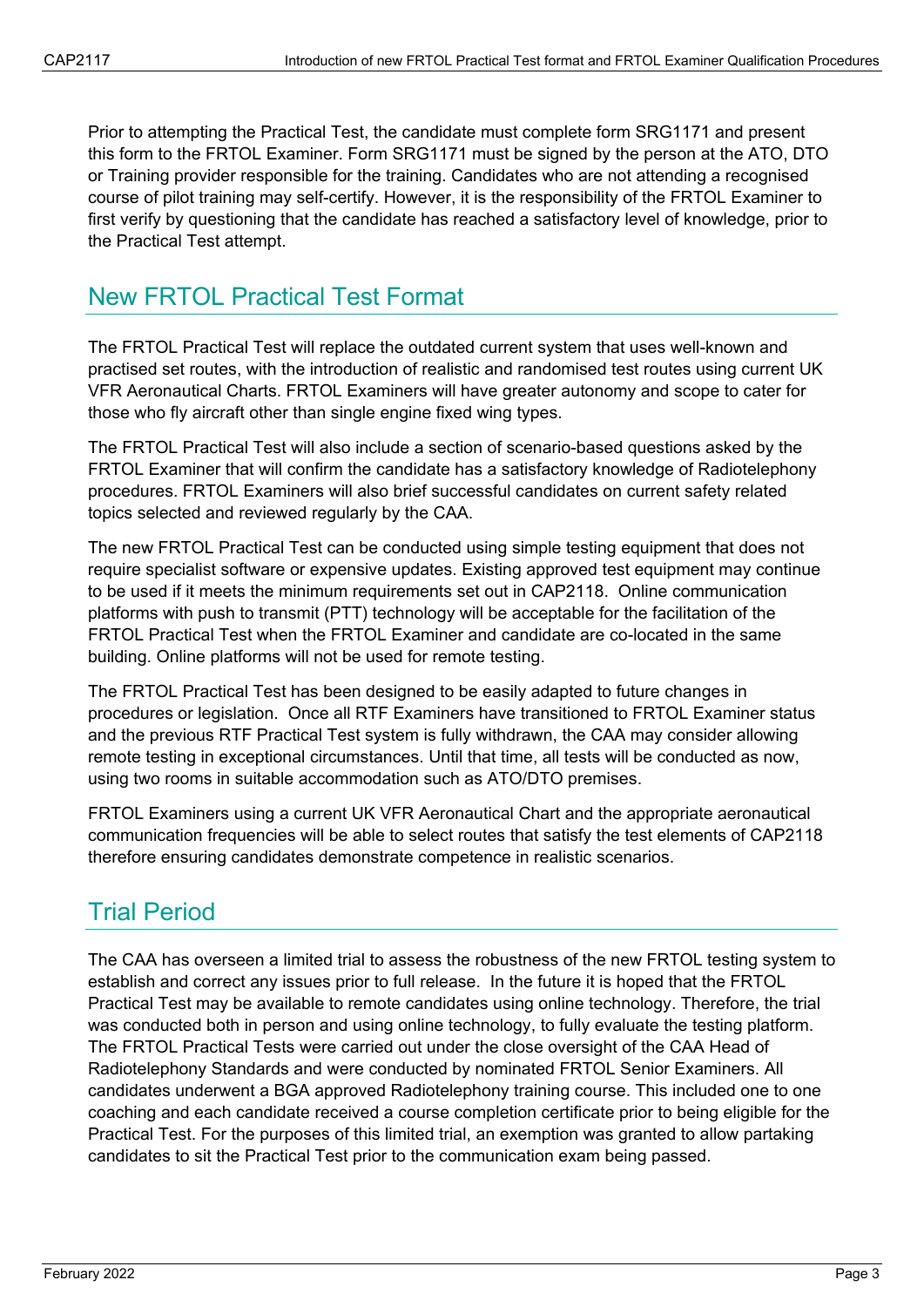Prior to attempting the Practical Test, the candidate must complete form SRG1171 and present this form to the FRTOL Examiner. Form SRG1171 must be signed by the person at the ATO, DTO or Training provider responsible for the training. Candidates who are not attending a recognised course of pilot training may self-certify. However, it is the responsibility of the FRTOL Examiner to first verify by questioning that the candidate has reached a satisfactory level of knowledge, prior to the Practical Test attempt.

## New FRTOL Practical Test Format

The FRTOL Practical Test will replace the outdated current system that uses well-known and practised set routes, with the introduction of realistic and randomised test routes using current UK VFR Aeronautical Charts. FRTOL Examiners will have greater autonomy and scope to cater for those who fly aircraft other than single engine fixed wing types.

The FRTOL Practical Test will also include a section of scenario-based questions asked by the FRTOL Examiner that will confirm the candidate has a satisfactory knowledge of Radiotelephony procedures. FRTOL Examiners will also brief successful candidates on current safety related topics selected and reviewed regularly by the CAA.

The new FRTOL Practical Test can be conducted using simple testing equipment that does not require specialist software or expensive updates. Existing approved test equipment may continue to be used if it meets the minimum requirements set out in CAP2118. Online communication platforms with push to transmit (PTT) technology will be acceptable for the facilitation of the FRTOL Practical Test when the FRTOL Examiner and candidate are co-located in the same building. Online platforms will not be used for remote testing.

The FRTOL Practical Test has been designed to be easily adapted to future changes in procedures or legislation. Once all RTF Examiners have transitioned to FRTOL Examiner status and the previous RTF Practical Test system is fully withdrawn, the CAA may consider allowing remote testing in exceptional circumstances. Until that time, all tests will be conducted as now, using two rooms in suitable accommodation such as ATO/DTO premises.

FRTOL Examiners using a current UK VFR Aeronautical Chart and the appropriate aeronautical communication frequencies will be able to select routes that satisfy the test elements of CAP2118 therefore ensuring candidates demonstrate competence in realistic scenarios.

## Trial Period

The CAA has overseen a limited trial to assess the robustness of the new FRTOL testing system to establish and correct any issues prior to full release. In the future it is hoped that the FRTOL Practical Test may be available to remote candidates using online technology. Therefore, the trial was conducted both in person and using online technology, to fully evaluate the testing platform. The FRTOL Practical Tests were carried out under the close oversight of the CAA Head of Radiotelephony Standards and were conducted by nominated FRTOL Senior Examiners. All candidates underwent a BGA approved Radiotelephony training course. This included one to one coaching and each candidate received a course completion certificate prior to being eligible for the Practical Test. For the purposes of this limited trial, an exemption was granted to allow partaking candidates to sit the Practical Test prior to the communication exam being passed.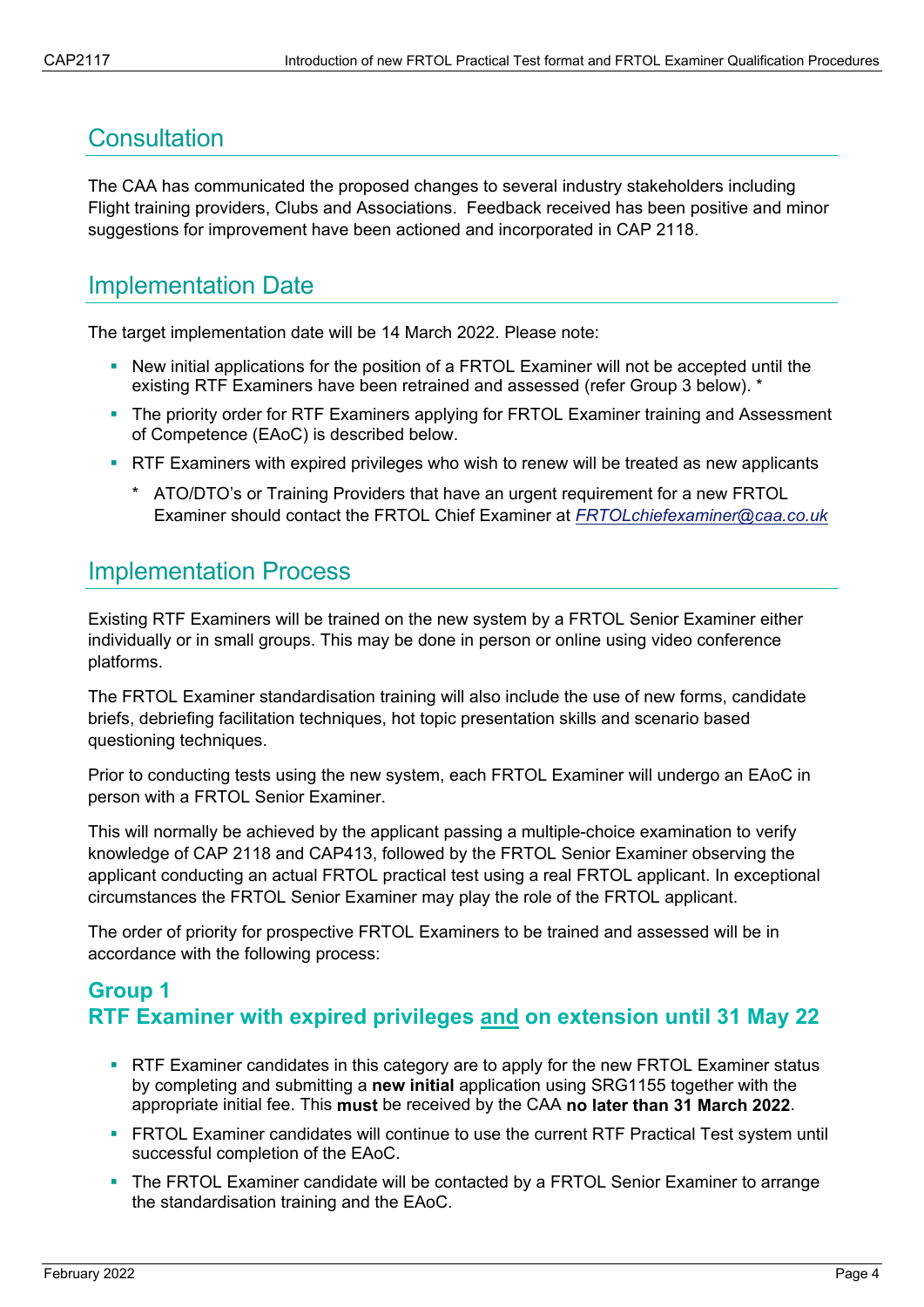## Consultation

The CAA has communicated the proposed changes to several industry stakeholders including Flight training providers, Clubs and Associations. Feedback received has been positive and minor suggestions for improvement have been actioned and incorporated in CAP 2118.

## Implementation Date

The target implementation date will be 14 March 2022. Please note:

- New initial applications for the position of a FRTOL Examiner will not be accepted until the existing RTF Examiners have been retrained and assessed (refer Group 3 below). *
- The priority order for RTF Examiners applying for FRTOL Examiner training and Assessment of Competence (EAoC) is described below.
- RTF Examiners with expired privileges who wish to renew will be treated as new applicants

  \* ATO/DTO's or Training Providers that have an urgent requirement for a new FRTOL Examiner should contact the FRTOL Chief Examiner at *FRTOLchiefexaminer@caa.co.uk*

## Implementation Process

Existing RTF Examiners will be trained on the new system by a FRTOL Senior Examiner either individually or in small groups. This may be done in person or online using video conference platforms.

The FRTOL Examiner standardisation training will also include the use of new forms, candidate briefs, debriefing facilitation techniques, hot topic presentation skills and scenario based questioning techniques.

Prior to conducting tests using the new system, each FRTOL Examiner will undergo an EAoC in person with a FRTOL Senior Examiner.

This will normally be achieved by the applicant passing a multiple-choice examination to verify knowledge of CAP 2118 and CAP413, followed by the FRTOL Senior Examiner observing the applicant conducting an actual FRTOL practical test using a real FRTOL applicant. In exceptional circumstances the FRTOL Senior Examiner may play the role of the FRTOL applicant.

The order of priority for prospective FRTOL Examiners to be trained and assessed will be in accordance with the following process:

### Group 1
### RTF Examiner with expired privileges and on extension until 31 May 22

- RTF Examiner candidates in this category are to apply for the new FRTOL Examiner status by completing and submitting a **new initial** application using SRG1155 together with the appropriate initial fee. This **must** be received by the CAA **no later than 31 March 2022**.
- FRTOL Examiner candidates will continue to use the current RTF Practical Test system until successful completion of the EAoC.
- The FRTOL Examiner candidate will be contacted by a FRTOL Senior Examiner to arrange the standardisation training and the EAoC.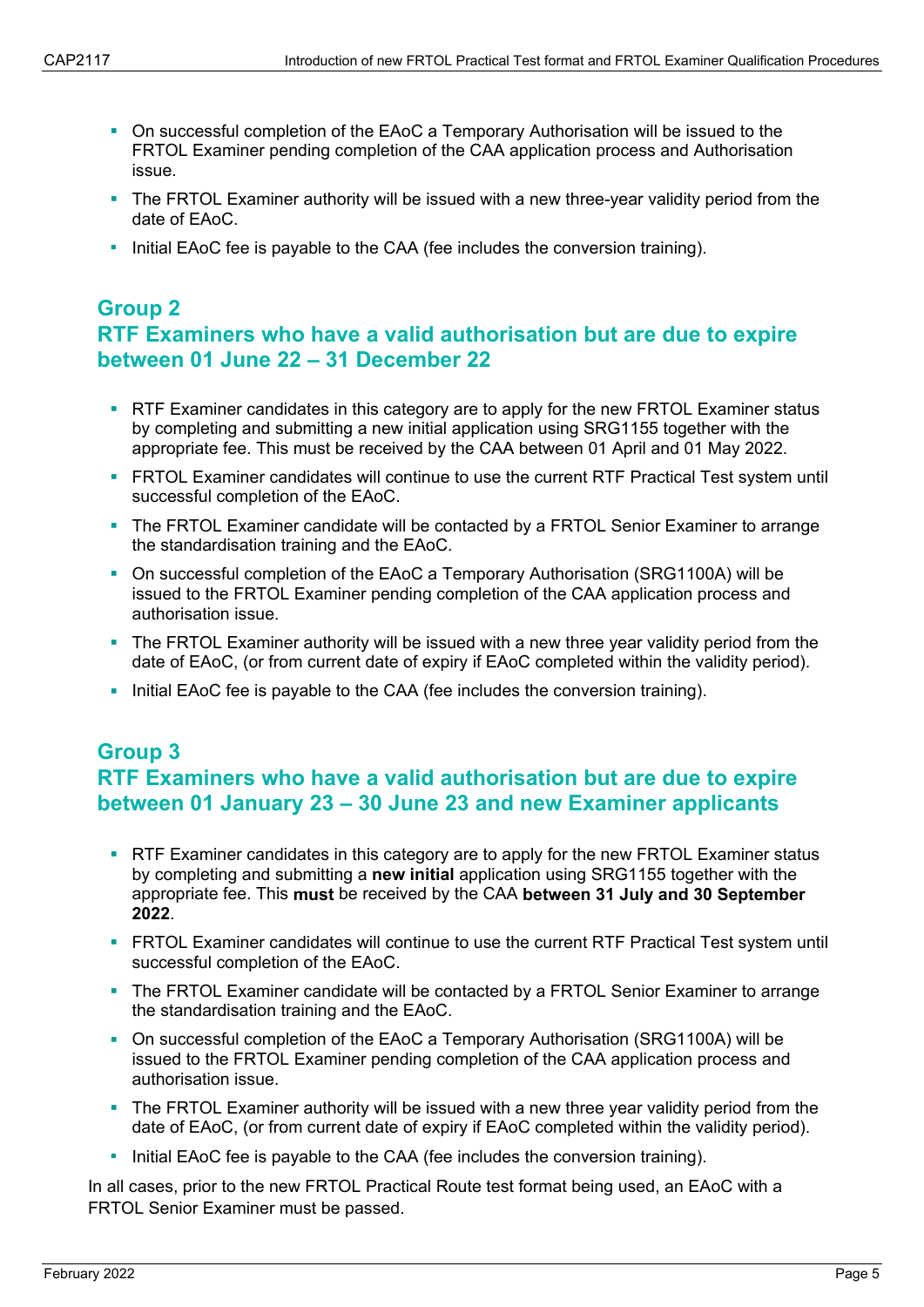- On successful completion of the EAoC a Temporary Authorisation will be issued to the FRTOL Examiner pending completion of the CAA application process and Authorisation issue.
- The FRTOL Examiner authority will be issued with a new three-year validity period from the date of EAoC.
- Initial EAoC fee is payable to the CAA (fee includes the conversion training).

## Group 2
## RTF Examiners who have a valid authorisation but are due to expire between 01 June 22 – 31 December 22

- RTF Examiner candidates in this category are to apply for the new FRTOL Examiner status by completing and submitting a new initial application using SRG1155 together with the appropriate fee. This must be received by the CAA between 01 April and 01 May 2022.
- FRTOL Examiner candidates will continue to use the current RTF Practical Test system until successful completion of the EAoC.
- The FRTOL Examiner candidate will be contacted by a FRTOL Senior Examiner to arrange the standardisation training and the EAoC.
- On successful completion of the EAoC a Temporary Authorisation (SRG1100A) will be issued to the FRTOL Examiner pending completion of the CAA application process and authorisation issue.
- The FRTOL Examiner authority will be issued with a new three year validity period from the date of EAoC, (or from current date of expiry if EAoC completed within the validity period).
- Initial EAoC fee is payable to the CAA (fee includes the conversion training).

## Group 3
## RTF Examiners who have a valid authorisation but are due to expire between 01 January 23 – 30 June 23 and new Examiner applicants

- RTF Examiner candidates in this category are to apply for the new FRTOL Examiner status by completing and submitting a **new initial** application using SRG1155 together with the appropriate fee. This **must** be received by the CAA **between 31 July and 30 September 2022**.
- FRTOL Examiner candidates will continue to use the current RTF Practical Test system until successful completion of the EAoC.
- The FRTOL Examiner candidate will be contacted by a FRTOL Senior Examiner to arrange the standardisation training and the EAoC.
- On successful completion of the EAoC a Temporary Authorisation (SRG1100A) will be issued to the FRTOL Examiner pending completion of the CAA application process and authorisation issue.
- The FRTOL Examiner authority will be issued with a new three year validity period from the date of EAoC, (or from current date of expiry if EAoC completed within the validity period).
- Initial EAoC fee is payable to the CAA (fee includes the conversion training).

In all cases, prior to the new FRTOL Practical Route test format being used, an EAoC with a FRTOL Senior Examiner must be passed.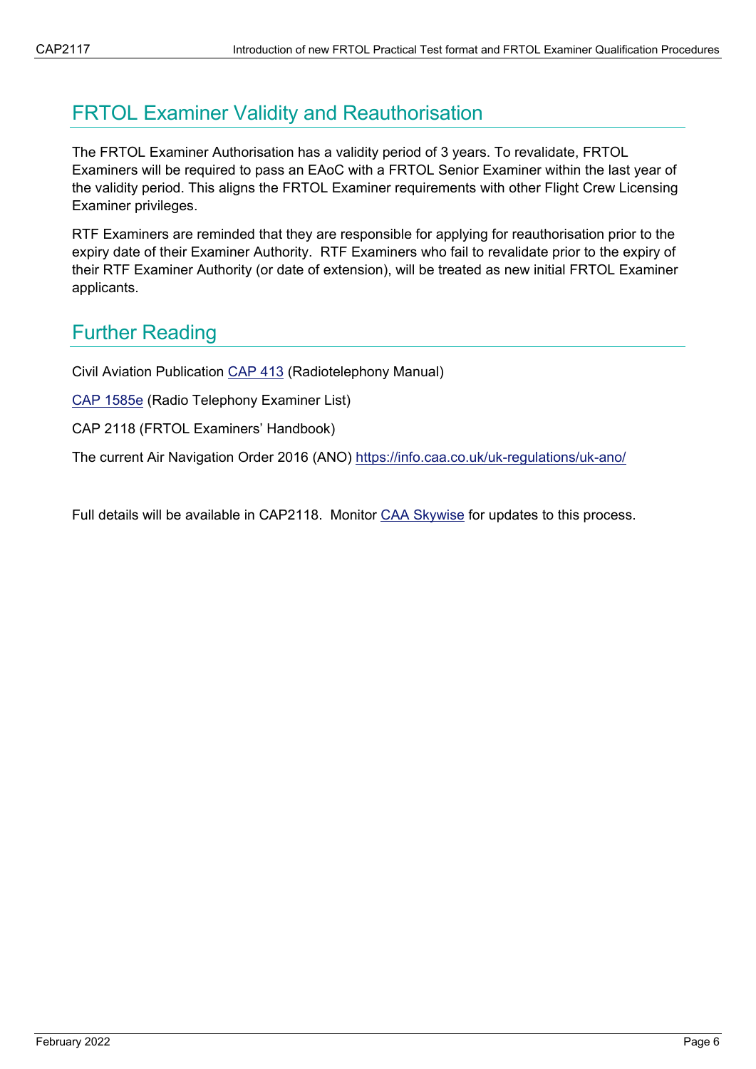## FRTOL Examiner Validity and Reauthorisation

The FRTOL Examiner Authorisation has a validity period of 3 years. To revalidate, FRTOL Examiners will be required to pass an EAoC with a FRTOL Senior Examiner within the last year of the validity period. This aligns the FRTOL Examiner requirements with other Flight Crew Licensing Examiner privileges.

RTF Examiners are reminded that they are responsible for applying for reauthorisation prior to the expiry date of their Examiner Authority. RTF Examiners who fail to revalidate prior to the expiry of their RTF Examiner Authority (or date of extension), will be treated as new initial FRTOL Examiner applicants.

## Further Reading

Civil Aviation Publication CAP 413 (Radiotelephony Manual)

CAP 1585e (Radio Telephony Examiner List)

CAP 2118 (FRTOL Examiners' Handbook)

The current Air Navigation Order 2016 (ANO) https://info.caa.co.uk/uk-regulations/uk-ano/

Full details will be available in CAP2118. Monitor CAA Skywise for updates to this process.